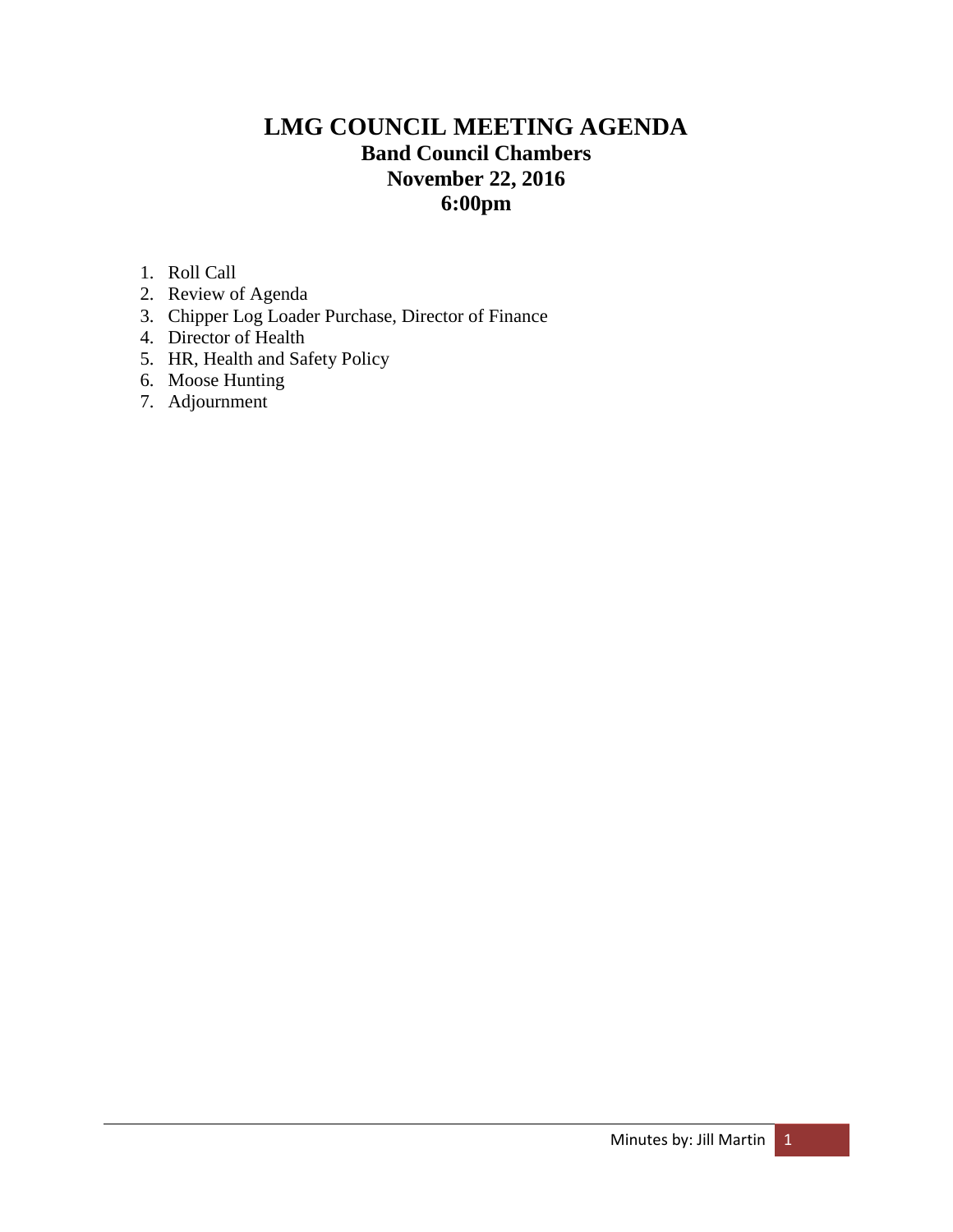# LMG COUNCIL MEETING AGENDA

## Band Council Chambers

## November 22, 2016

## 6:00pm

1. Roll Call
2. Review of Agenda
3. Chipper Log Loader Purchase, Director of Finance
4. Director of Health
5. HR, Health and Safety Policy
6. Moose Hunting
7. Adjournment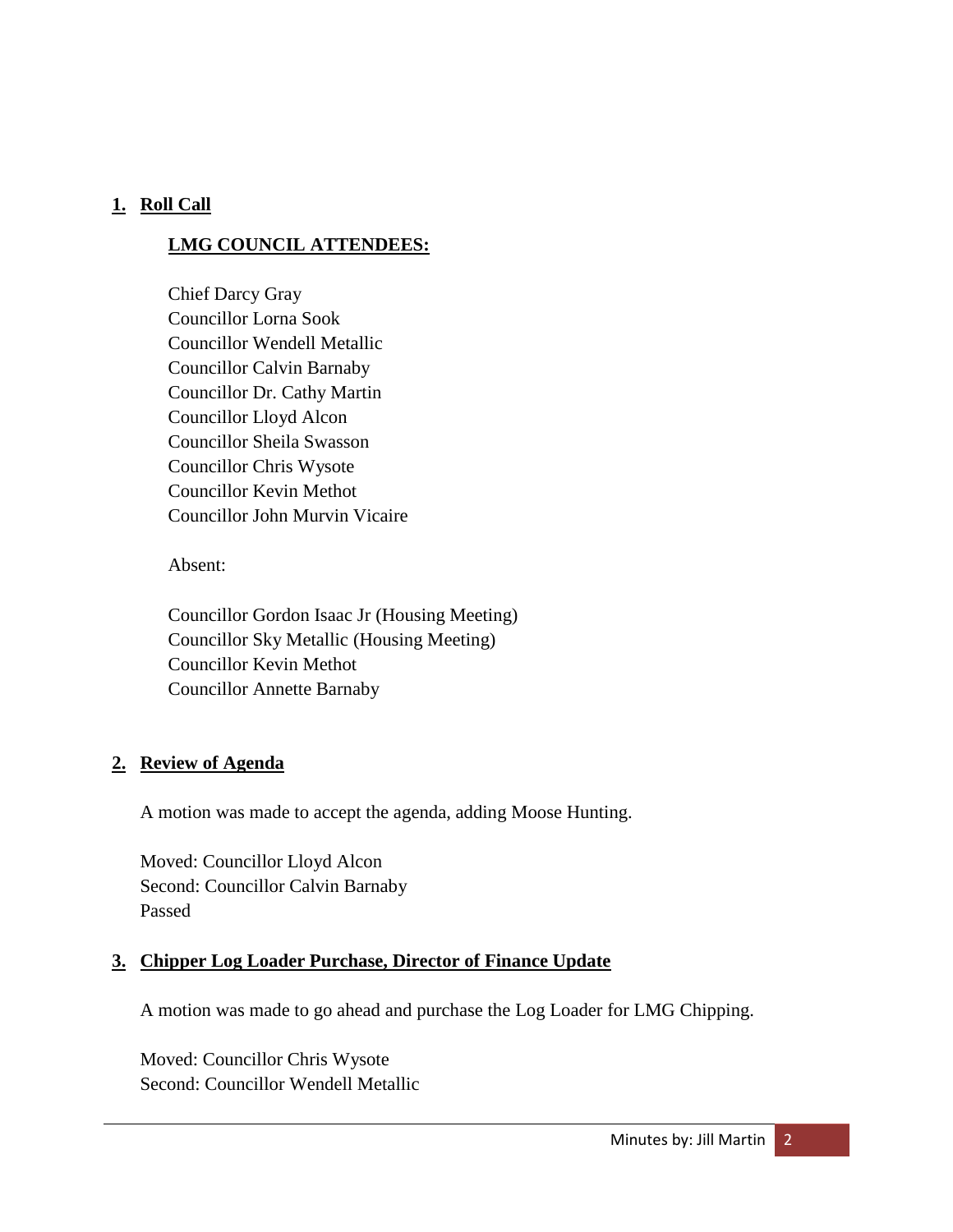## 1. Roll Call

### LMG COUNCIL ATTENDEES:

Chief Darcy Gray
Councillor Lorna Sook
Councillor Wendell Metallic
Councillor Calvin Barnaby
Councillor Dr. Cathy Martin
Councillor Lloyd Alcon
Councillor Sheila Swasson
Councillor Chris Wysote
Councillor Kevin Methot
Councillor John Murvin Vicaire

Absent:

Councillor Gordon Isaac Jr (Housing Meeting)
Councillor Sky Metallic (Housing Meeting)
Councillor Kevin Methot
Councillor Annette Barnaby

## 2. Review of Agenda

A motion was made to accept the agenda, adding Moose Hunting.

Moved: Councillor Lloyd Alcon
Second: Councillor Calvin Barnaby
Passed

## 3. Chipper Log Loader Purchase, Director of Finance Update

A motion was made to go ahead and purchase the Log Loader for LMG Chipping.

Moved: Councillor Chris Wysote
Second: Councillor Wendell Metallic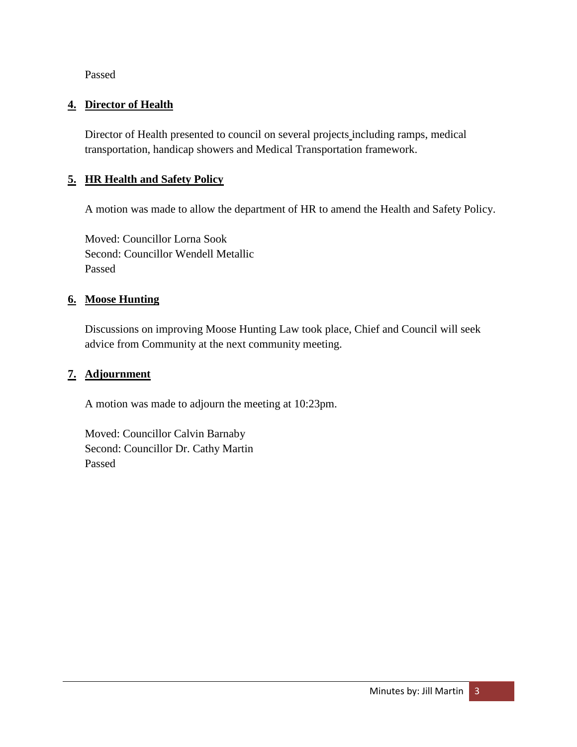Passed

**4. Director of Health**

Director of Health presented to council on several projects including ramps, medical transportation, handicap showers and Medical Transportation framework.

**5. HR Health and Safety Policy**

A motion was made to allow the department of HR to amend the Health and Safety Policy.

Moved: Councillor Lorna Sook
Second: Councillor Wendell Metallic
Passed

**6. Moose Hunting**

Discussions on improving Moose Hunting Law took place, Chief and Council will seek advice from Community at the next community meeting.

**7. Adjournment**

A motion was made to adjourn the meeting at 10:23pm.

Moved: Councillor Calvin Barnaby
Second: Councillor Dr. Cathy Martin
Passed